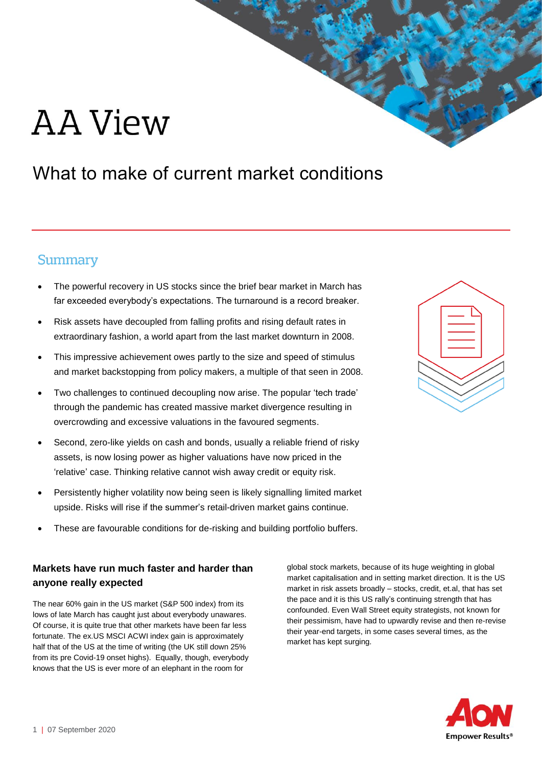# AA View

## What to make of current market conditions

### Summary

- The powerful recovery in US stocks since the brief bear market in March has far exceeded everybody's expectations. The turnaround is a record breaker.
- Risk assets have decoupled from falling profits and rising default rates in extraordinary fashion, a world apart from the last market downturn in 2008.
- This impressive achievement owes partly to the size and speed of stimulus and market backstopping from policy makers, a multiple of that seen in 2008.
- Two challenges to continued decoupling now arise. The popular 'tech trade' through the pandemic has created massive market divergence resulting in overcrowding and excessive valuations in the favoured segments.
- Second, zero-like yields on cash and bonds, usually a reliable friend of risky assets, is now losing power as higher valuations have now priced in the 'relative' case. Thinking relative cannot wish away credit or equity risk.
- Persistently higher volatility now being seen is likely signalling limited market upside. Risks will rise if the summer's retail-driven market gains continue.
- These are favourable conditions for de-risking and building portfolio buffers.

### Markets have run much faster and harder than anyone really expected

The near 60% gain in the US market (S&P 500 index) from its lows of late March has caught just about everybody unawares. Of course, it is quite true that other markets have been far less fortunate. The ex.US MSCI ACWI index gain is approximately half that of the US at the time of writing (the UK still down 25% from its pre Covid-19 onset highs). Equally, though, everybody knows that the US is ever more of an elephant in the room for global stock markets, because of its huge weighting in global market capitalisation and in setting market direction. It is the US market in risk assets broadly – stocks, credit, et.al, that has set the pace and it is this US rally's continuing strength that has confounded. Even Wall Street equity strategists, not known for their pessimism, have had to upwardly revise and then re-revise their year-end targets, in some cases several times, as the market has kept surging.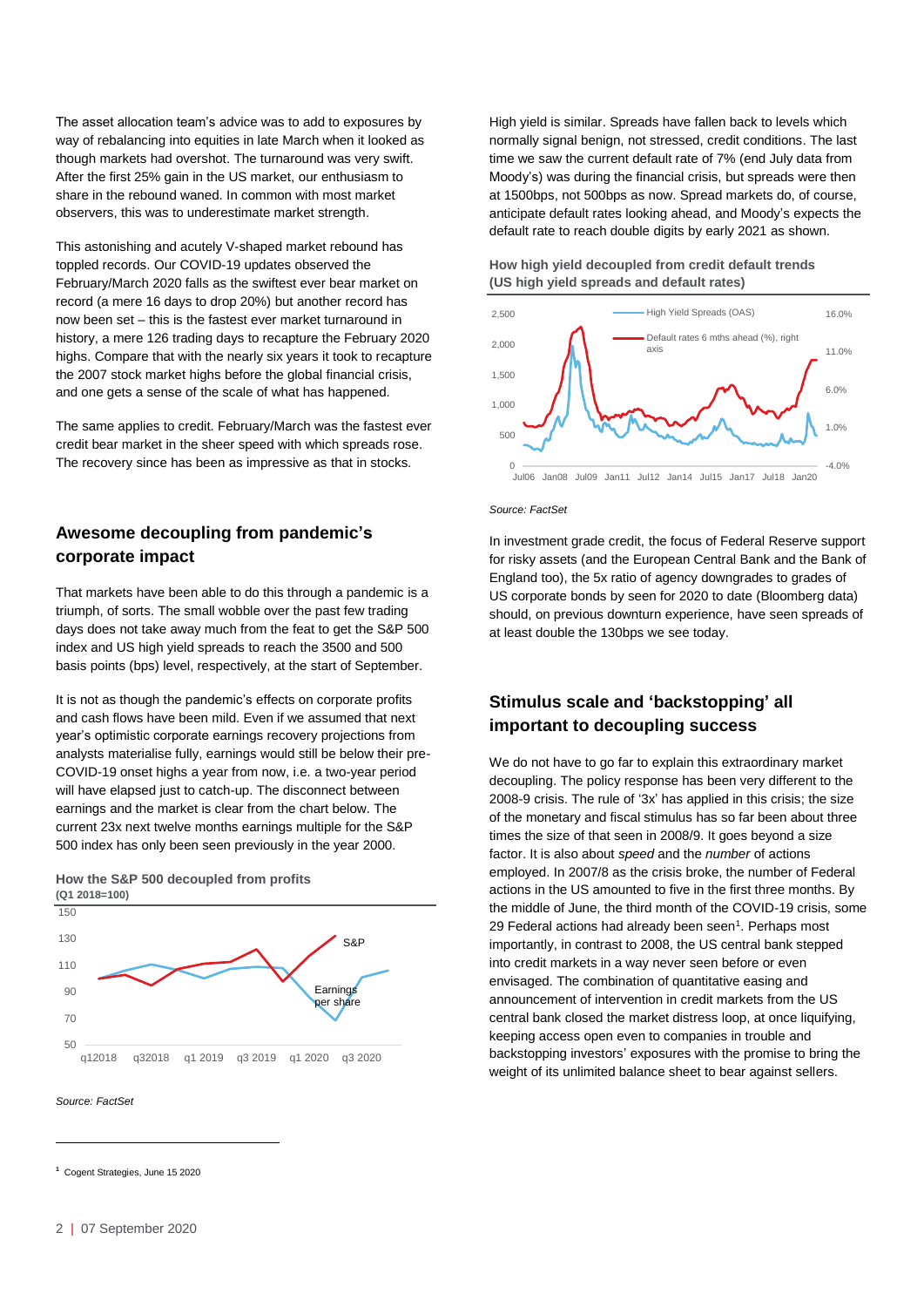The asset allocation team's advice was to add to exposures by way of rebalancing into equities in late March when it looked as though markets had overshot. The turnaround was very swift. After the first 25% gain in the US market, our enthusiasm to share in the rebound waned. In common with most market observers, this was to underestimate market strength.

This astonishing and acutely V-shaped market rebound has toppled records. Our COVID-19 updates observed the February/March 2020 falls as the swiftest ever bear market on record (a mere 16 days to drop 20%) but another record has now been set – this is the fastest ever market turnaround in history, a mere 126 trading days to recapture the February 2020 highs. Compare that with the nearly six years it took to recapture the 2007 stock market highs before the global financial crisis, and one gets a sense of the scale of what has happened.

The same applies to credit. February/March was the fastest ever credit bear market in the sheer speed with which spreads rose. The recovery since has been as impressive as that in stocks.

## Awesome decoupling from pandemic's corporate impact

That markets have been able to do this through a pandemic is a triumph, of sorts. The small wobble over the past few trading days does not take away much from the feat to get the S&P 500 index and US high yield spreads to reach the 3500 and 500 basis points (bps) level, respectively, at the start of September.

It is not as though the pandemic's effects on corporate profits and cash flows have been mild. Even if we assumed that next year's optimistic corporate recovery projections from analysts materialise fully, earnings would still be below their pre-COVID-19 onset highs a year from now, i.e. a two-year period will have elapsed just to catch-up. The disconnect between earnings and the market is clear from the chart below. The current 23x next twelve months earnings multiple for the S&P 500 index has only been seen previously in the year 2000.

**How the S&P 500 decoupled from profits**
**(Q1 2018=100)**

*Source: FactSet*

High yield is similar. Spreads have fallen back to levels which normally signal benign, not stressed, credit conditions. The last time we saw the current default rate of 7% (end July data from Moody's) was during the financial crisis, but spreads were then at 1500bps, not 500bps as now. Spread markets do, of course, anticipate default rates looking ahead, and Moody's expects the default rate to reach double digits by early 2021 as shown.

**How high yield decoupled from credit default trends**
**(US high yield spreads and default rates)**

*Source: FactSet*

In investment grade credit, the focus of Federal Reserve support for risky assets (and the European Central Bank and the Bank of England too), the 5x ratio of agency downgrades to grades of US corporate bonds by seen for 2020 to date (Bloomberg data) should, on previous downturn experience, have seen spreads of at least double the 130bps we see today.

## Stimulus scale and 'backstopping' all important to decoupling success

We do not have to go far to explain this extraordinary market decoupling. The policy response has been very different to the 2008-9 crisis. The rule of '3x' has applied in this crisis; the size of the monetary and fiscal stimulus has so far been about three times the size of that seen in 2008/9. It goes beyond a size factor. It is also about *speed* and the *number* of actions employed. In 2007/8 as the crisis broke, the number of Federal actions in the US amounted to five in the first three months. By the middle of June, the third month of the COVID-19 crisis, some 29 Federal actions had already been seen[1]. Perhaps most importantly, in contrast to 2008, the US central bank stepped into credit markets in a way never seen before or even envisaged. The combination of quantitative easing and announcement of intervention in credit markets from the US central bank closed the market distress loop, at once liquifying, keeping access open even to companies in trouble and backstopping investors' exposures with the promise to bring the weight of its unlimited balance sheet to bear against sellers.

[1] Cogent Strategies, June 15 2020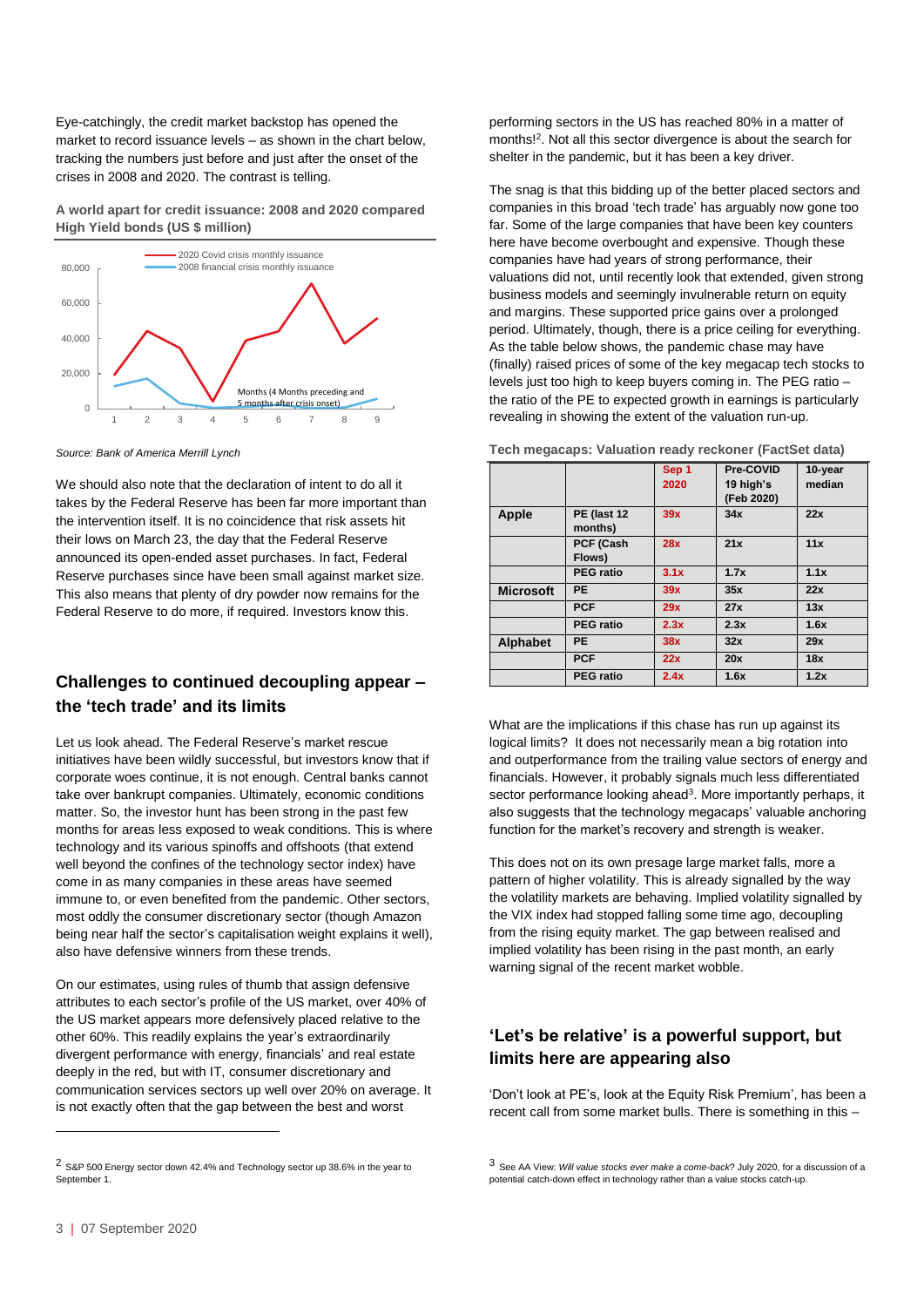Eye-catchingly, the credit market backstop has opened the market to record issuance levels – as shown in the chart below, tracking the numbers just before and just after the onset of the crises in 2008 and 2020. The contrast is telling.

**A world apart for credit issuance: 2008 and 2020 compared**
**High Yield bonds (US $ million)**

*Source: Bank of America Merrill Lynch*

We should also note that the declaration of intent to do all it takes by the Federal Reserve has been far more important than the intervention itself. It is no coincidence that risk assets hit their lows on March 23, the day that the Federal Reserve announced its open-ended asset purchases. In fact, Federal Reserve purchases since have been small against market size. This also means that plenty of dry powder now remains for the Federal Reserve to do more, if required. Investors know this.

## Challenges to continued decoupling appear – the 'tech trade' and its limits

Let us look ahead. The Federal Reserve's market rescue initiatives have been wildly successful, but investors know that if corporate woes continue, it is not enough. Central banks cannot take over bankrupt companies. Ultimately, economic conditions matter. So, the investor hunt has been strong in the past few months for areas less exposed to weak conditions. This is where technology and its various spinoffs and offshoots (that extend well beyond the confines of the technology sector index) have come in as many companies in these areas have seemed immune to, or even benefited from the pandemic. Other sectors, most oddly the consumer discretionary sector (though Amazon being near half the sector's capitalisation weight explains it well), also have defensive winners from these trends.

On our estimates, using rules of thumb that assign defensive attributes to each sector's profile of the US market, over 40% of the US market appears more defensively placed relative to the other 60%. This readily explains the year's extraordinarily divergent performance with energy, financials' and real estate deeply in the red, but with IT, consumer discretionary and communication services sectors up well over 20% on average. It is not exactly often that the gap between the best and worst performing sectors in the US has reached 80% in a matter of months![2]. Not all this sector divergence is about the search for shelter in the pandemic, but it has been a key driver.

The snag is that this bidding up of the better placed sectors and companies in this broad 'tech trade' has arguably now gone too far. Some of the large companies that have been key counters here have become overbought and expensive. Though these companies have had years of strong performance, their valuations did not, until recently look that extended, given strong business models and seemingly invulnerable return on equity and margins. These supported price gains over a prolonged period. Ultimately, though, there is a price ceiling for everything. As the table below shows, the pandemic chase may have (finally) raised prices of some of the key megacap tech stocks to levels just too high to keep buyers coming in. The PEG ratio – the ratio of the PE to expected growth in earnings is particularly revealing in showing the extent of the valuation run-up.

**Tech megacaps: Valuation ready reckoner (FactSet data)**

| | | Sep 1 2020 | Pre-COVID 19 high's (Feb 2020) | 10-year median |
|---|---|---|---|---|
| **Apple** | PE (last 12 months) | 39x | 34x | 22x |
| | PCF (Cash Flows) | 28x | 21x | 11x |
| | PEG ratio | 3.1x | 1.7x | 1.1x |
| **Microsoft** | PE | 39x | 35x | 22x |
| | PCF | 29x | 27x | 13x |
| | PEG ratio | 2.3x | 2.3x | 1.6x |
| **Alphabet** | PE | 38x | 32x | 29x |
| | PCF | 22x | 20x | 18x |
| | PEG ratio | 2.4x | 1.6x | 1.2x |

What are the implications if this chase has run up against its logical limits? It does not necessarily mean a big rotation into and outperformance from the trailing value sectors of energy and financials. However, it probably signals much less differentiated sector performance looking ahead[3]. More importantly perhaps, it also suggests that the technology megacaps' valuable anchoring function for the market's recovery and strength is weaker.

This does not on its own presage large market falls, more a pattern of higher volatility. This is already signalled by the way the volatility markets are behaving. Implied volatility signalled by the VIX index had stopped falling some time ago, decoupling from the rising equity market. The gap between realised and implied volatility has been rising in the past month, an early warning signal of the recent market wobble.

## 'Let's be relative' is a powerful support, but limits here are appearing also

'Don't look at PE's, look at the Equity Risk Premium', has been a recent call from some market bulls. There is something in this –

[2] S&P 500 Energy sector down 42.4% and Technology sector up 38.6% in the year to September 1.

[3] See AA View: *Will value stocks ever make a come-back*? July 2020, for a discussion of a potential catch-down effect in technology rather than a value stocks catch-up.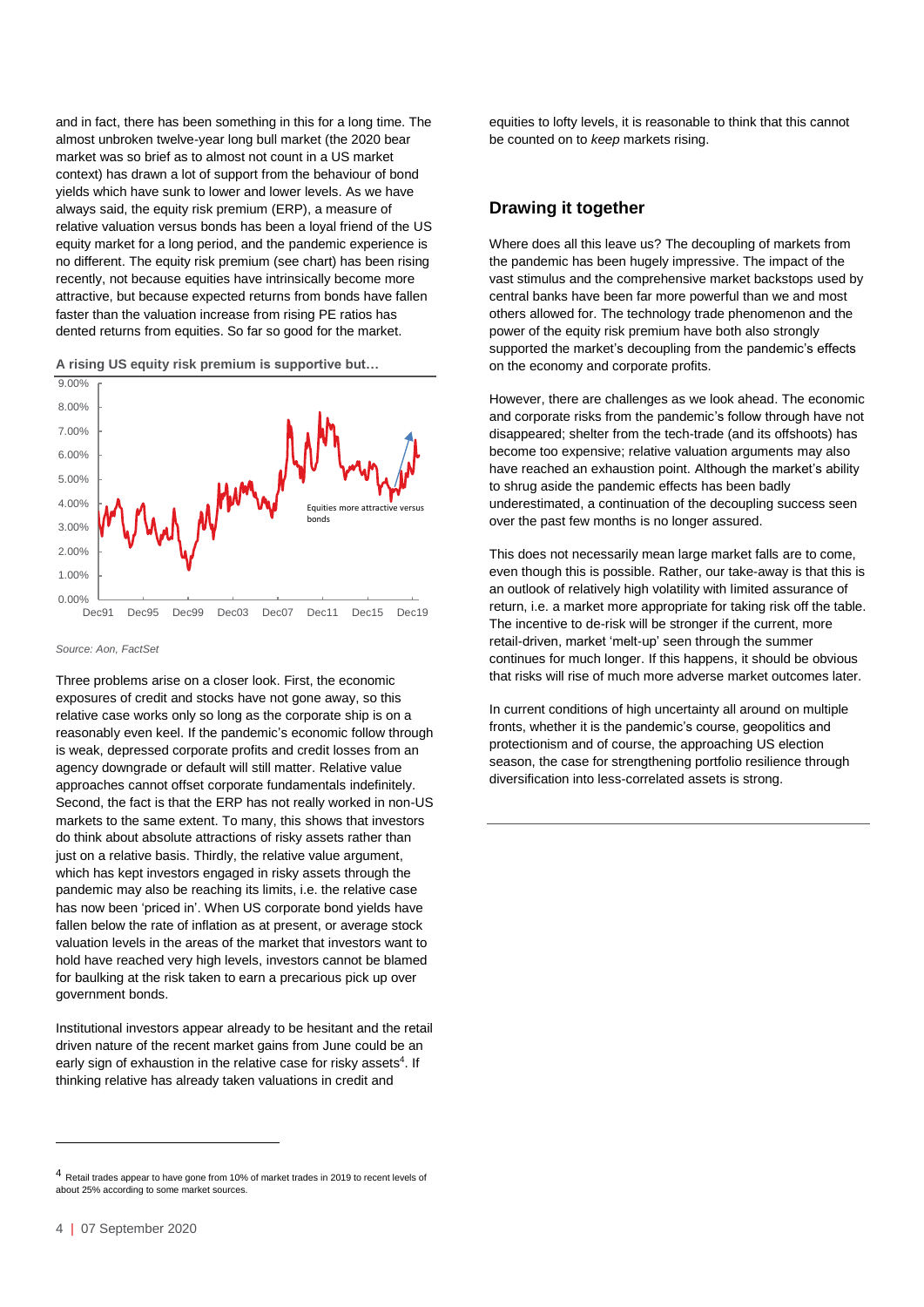and in fact, there has been something in this for a long time. The almost unbroken twelve-year long bull market (the 2020 bear market was so brief as to almost not count in a US market context) has drawn a lot of support from the behaviour of bond yields which have sunk to lower and lower levels. As we have always said, the equity risk premium (ERP), a measure of relative valuation versus bonds has been a loyal friend of the US equity market for a long period, and the pandemic experience is no different. The equity risk premium (see chart) has been rising recently, not because equities have intrinsically become more attractive, but because expected returns from bonds have fallen faster than the valuation increase from rising PE ratios has dented returns from equities. So far so good for the market.

**A rising US equity risk premium is supportive but…**

*Source: Aon, FactSet*

Three problems arise on a closer look. First, the economic exposures of credit and stocks have not gone away, so this relative case works only so long as the corporate ship is on a reasonably even keel. If the pandemic's economic follow through is weak, depressed corporate profits and credit losses from an agency downgrade or default will still matter. Relative value approaches cannot offset corporate fundamentals indefinitely. Second, the fact is that the ERP has not really worked in non-US markets to the same extent. To many, this shows that investors do think about absolute attractions of risky assets rather than just on a relative basis. Thirdly, the relative value argument, which has kept investors engaged in risky assets through the pandemic may also be reaching its limits, i.e. the relative case has now been 'priced in'. When US corporate bond yields have fallen below the rate of inflation as at present, or average stock valuation levels in the areas of the market that investors want to hold have reached very high levels, investors cannot be blamed for baulking at the risk taken to earn a precarious pick up over government bonds.

Institutional investors appear already to be hesitant and the retail driven nature of the recent market gains from June could be an early sign of exhaustion in the relative case for risky assets[4]. If thinking relative has already taken valuations in credit and equities to lofty levels, it is reasonable to think that this cannot be counted on to *keep* markets rising.

## Drawing it together

Where does all this leave us? The decoupling of markets from the pandemic has been hugely impressive. The impact of the vast stimulus and the comprehensive market backstops used by central banks have been far more powerful than we and most others allowed for. The technology trade phenomenon and the power of the equity risk premium have both also strongly supported the market's decoupling from the pandemic's effects on the economy and corporate profits.

However, there are challenges as we look ahead. The economic and corporate risks from the pandemic's follow through have not disappeared; shelter from the tech-trade (and its offshoots) has become too expensive; relative valuation arguments may also have reached an exhaustion point. Although the market's ability to shrug aside the pandemic effects has been badly underestimated, a continuation of the decoupling success seen over the past few months is no longer assured.

This does not necessarily mean large market falls are to come, even though this is possible. Rather, our take-away is that this is an outlook of relatively high volatility with limited assurance of return, i.e. a market more appropriate for taking risk off the table. The incentive to de-risk will be stronger if the current, more retail-driven, market 'melt-up' seen through the summer continues for much longer. If this happens, it should be obvious that risks will rise of much more adverse market outcomes later.

In current conditions of high uncertainty all around on multiple fronts, whether it is the pandemic's course, geopolitics and protectionism and of course, the approaching US election season, the case for strengthening portfolio resilience through diversification into less-correlated assets is strong.

---

[4] Retail trades appear to have gone from 10% of market trades in 2019 to recent levels of about 25% according to some market sources.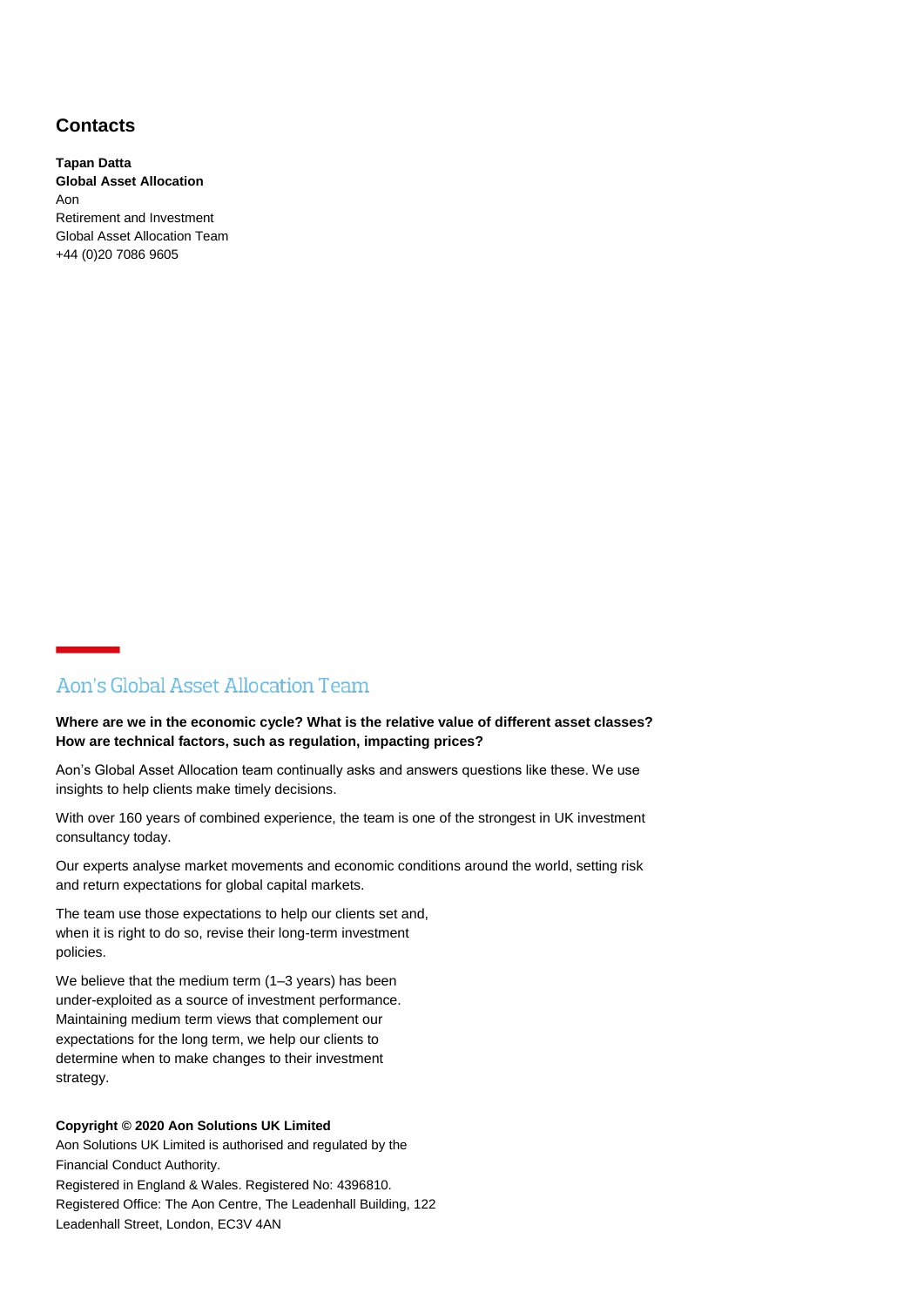## Contacts

**Tapan Datta**
**Global Asset Allocation**
Aon
Retirement and Investment
Global Asset Allocation Team
+44 (0)20 7086 9605

## Aon's Global Asset Allocation Team

**Where are we in the economic cycle? What is the relative value of different asset classes? How are technical factors, such as regulation, impacting prices?**

Aon's Global Asset Allocation team continually asks and answers questions like these. We use insights to help clients make timely decisions.

With over 160 years of combined experience, the team is one of the strongest in UK investment consultancy today.

Our experts analyse market movements and economic conditions around the world, setting risk and return expectations for global capital markets.

The team use those expectations to help our clients set and, when it is right to do so, revise their long-term investment policies.

We believe that the medium term (1–3 years) has been under-exploited as a source of investment performance. Maintaining medium term views that complement our expectations for the long term, we help our clients to determine when to make changes to their investment strategy.

**Copyright © 2020 Aon Solutions UK Limited**
Aon Solutions UK Limited is authorised and regulated by the Financial Conduct Authority.
Registered in England & Wales. Registered No: 4396810.
Registered Office: The Aon Centre, The Leadenhall Building, 122 Leadenhall Street, London, EC3V 4AN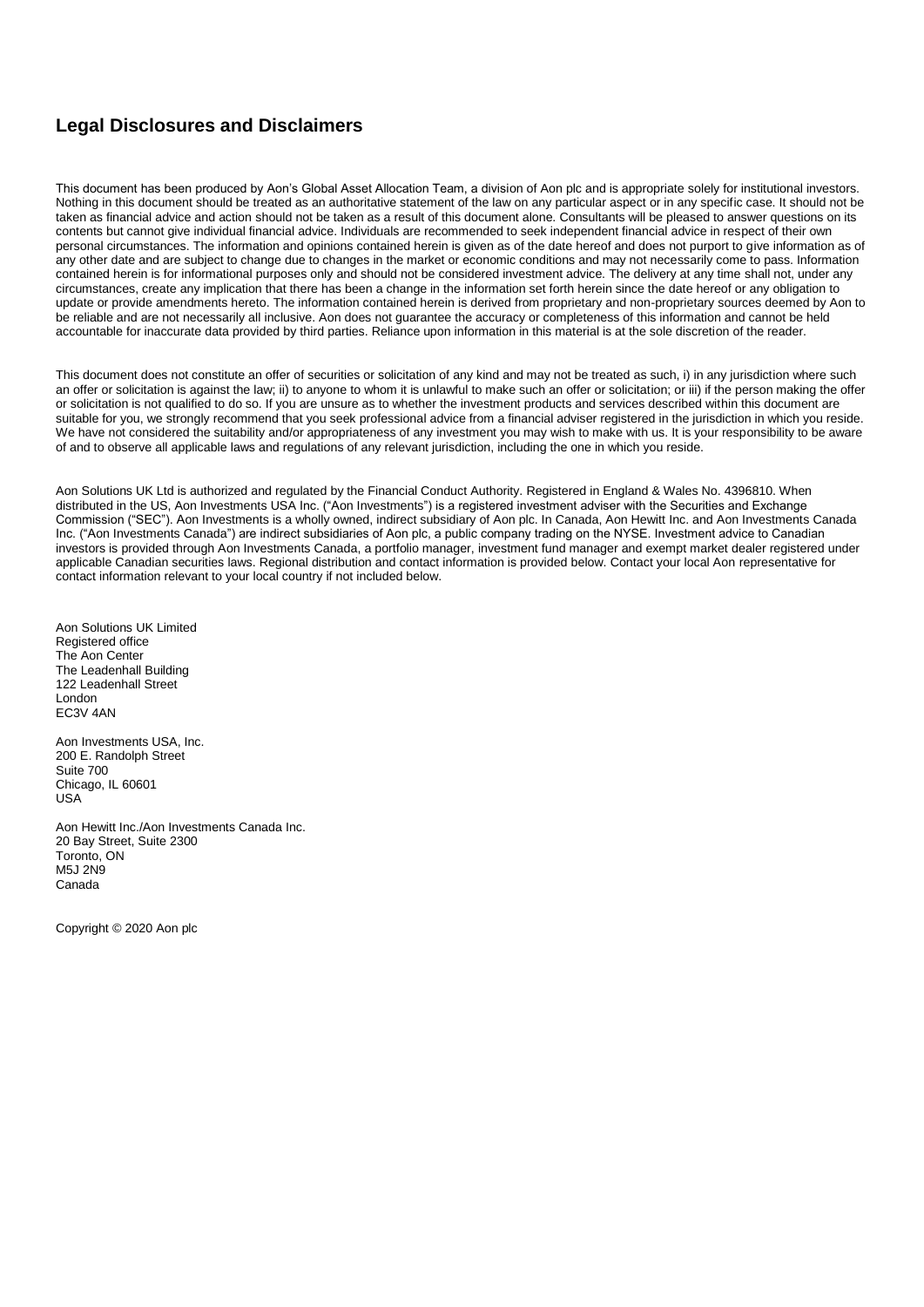## Legal Disclosures and Disclaimers

This document has been produced by Aon's Global Asset Allocation Team, a division of Aon plc and is appropriate solely for institutional investors. Nothing in this document should be treated as an authoritative statement of the law on any particular aspect or in any specific case. It should not be taken as financial advice and action should not be taken as a result of this document alone. Consultants will be pleased to answer questions on its contents but cannot give individual financial advice. Individuals are recommended to seek independent financial advice in respect of their own personal circumstances. The information and opinions contained herein is given as of the date hereof and does not purport to give information as of any other date and are subject to change due to changes in the market or economic conditions and may not necessarily come to pass. Information contained herein is for informational purposes only and should not be considered investment advice. The delivery at any time shall not, under any circumstances, create any implication that there has been a change in the information set forth herein since the date hereof or any obligation to update or provide amendments hereto. The information contained herein is derived from proprietary and non-proprietary sources deemed by Aon to be reliable and are not necessarily all inclusive. Aon does not guarantee the accuracy or completeness of this information and cannot be held accountable for inaccurate data provided by third parties. Reliance upon information in this material is at the sole discretion of the reader.

This document does not constitute an offer of securities or solicitation of any kind and may not be treated as such, i) in any jurisdiction where such an offer or solicitation is against the law; ii) to anyone to whom it is unlawful to make such an offer or solicitation; or iii) if the person making the offer or solicitation is not qualified to do so. If you are unsure as to whether the investment products and services described within this document are suitable for you, we strongly recommend that you seek professional advice from a financial adviser registered in the jurisdiction in which you reside. We have not considered the suitability and/or appropriateness of any investment you may wish to make with us. It is your responsibility to be aware of and to observe all applicable laws and regulations of any relevant jurisdiction, including the one in which you reside.

Aon Solutions UK Ltd is authorized and regulated by the Financial Conduct Authority. Registered in England & Wales No. 4396810. When distributed in the US, Aon Investments USA Inc. ("Aon Investments") is a registered investment adviser with the Securities and Exchange Commission ("SEC"). Aon Investments is a wholly owned, indirect subsidiary of Aon plc. In Canada, Aon Hewitt Inc. and Aon Investments Canada Inc. ("Aon Investments Canada") are indirect subsidiaries of Aon plc, a public company trading on the NYSE. Investment advice to Canadian investors is provided through Aon Investments Canada, a portfolio manager, investment fund manager and exempt market dealer registered under applicable Canadian securities laws. Regional distribution and contact information is provided below. Contact your local Aon representative for contact information relevant to your local country if not included below.

Aon Solutions UK Limited
Registered office
The Aon Center
The Leadenhall Building
122 Leadenhall Street
London
EC3V 4AN

Aon Investments USA, Inc.
200 E. Randolph Street
Suite 700
Chicago, IL 60601
USA

Aon Hewitt Inc./Aon Investments Canada Inc.
20 Bay Street, Suite 2300
Toronto, ON
M5J 2N9
Canada

Copyright © 2020 Aon plc